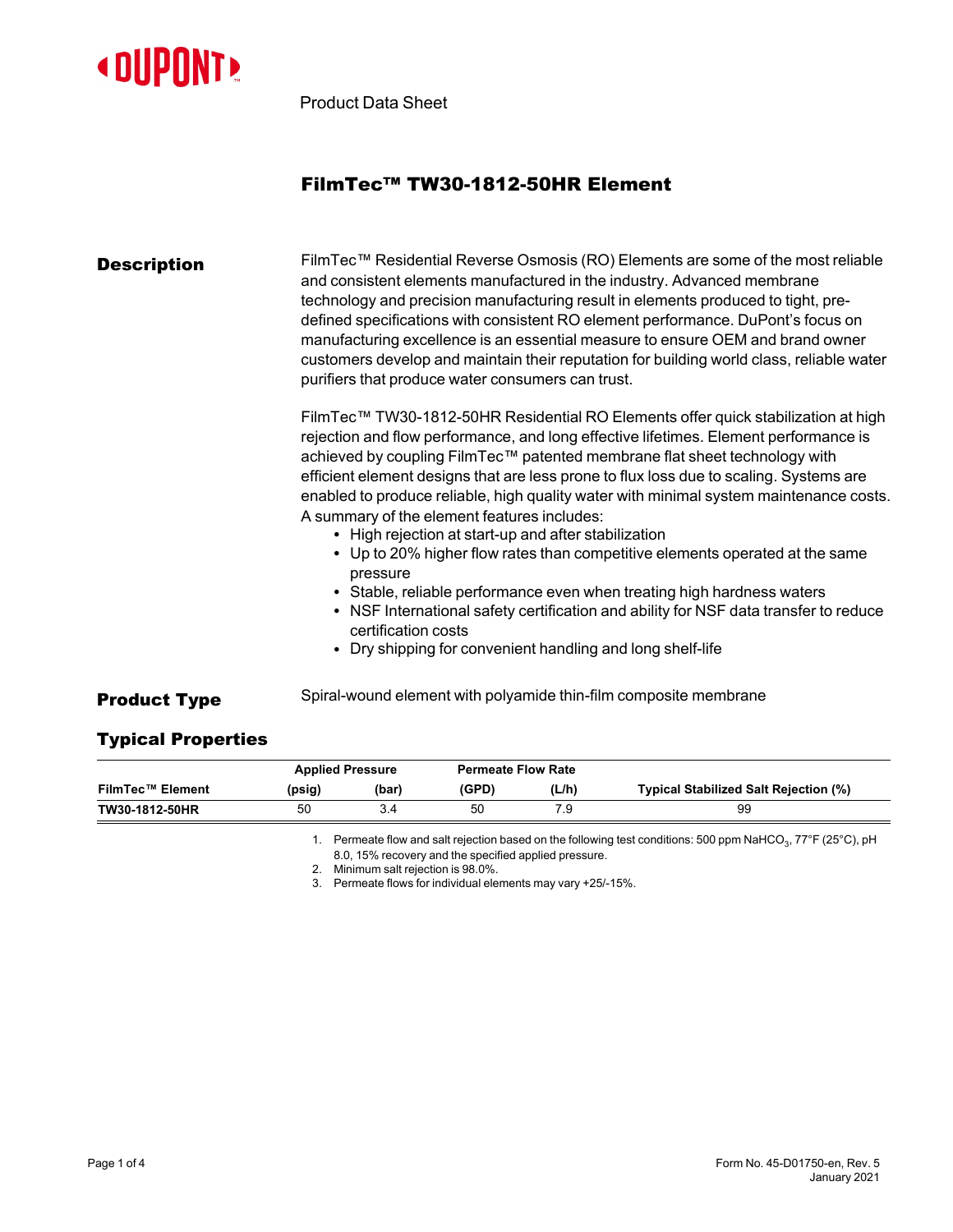DUPONT

Product Data Sheet

# FilmTec™ TW30-1812-50HR Element

## Description

FilmTec™ Residential Reverse Osmosis (RO) Elements are some of the most reliable and consistent elements manufactured in the industry. Advanced membrane technology and precision manufacturing result in elements produced to tight, pre-defined specifications with consistent RO element performance. DuPont's focus on manufacturing excellence is an essential measure to ensure OEM and brand owner customers develop and maintain their reputation for building world class, reliable water purifiers that produce water consumers can trust.

FilmTec™ TW30-1812-50HR Residential RO Elements offer quick stabilization at high rejection and flow performance, and long effective lifetimes. Element performance is achieved by coupling FilmTec™ patented membrane flat sheet technology with efficient element designs that are less prone to flux loss due to scaling. Systems are enabled to produce reliable, high quality water with minimal system maintenance costs. A summary of the element features includes:

- High rejection at start-up and after stabilization
- Up to 20% higher flow rates than competitive elements operated at the same pressure
- Stable, reliable performance even when treating high hardness waters
- NSF International safety certification and ability for NSF data transfer to reduce certification costs
- Dry shipping for convenient handling and long shelf-life

## Product Type

Spiral-wound element with polyamide thin-film composite membrane

## Typical Properties

| | Applied Pressure | | Permeate Flow Rate | | |
|---|---|---|---|---|---|
| FilmTec™ Element | (psig) | (bar) | (GPD) | (L/h) | Typical Stabilized Salt Rejection (%) |
| TW30-1812-50HR | 50 | 3.4 | 50 | 7.9 | 99 |

1. Permeate flow and salt rejection based on the following test conditions: 500 ppm $NaHCO_3$, 77°F (25°C), pH 8.0, 15% recovery and the specified applied pressure.
2. Minimum salt rejection is 98.0%.
3. Permeate flows for individual elements may vary +25/-15%.

Form No. 45-D01750-en, Rev. 5
January 2021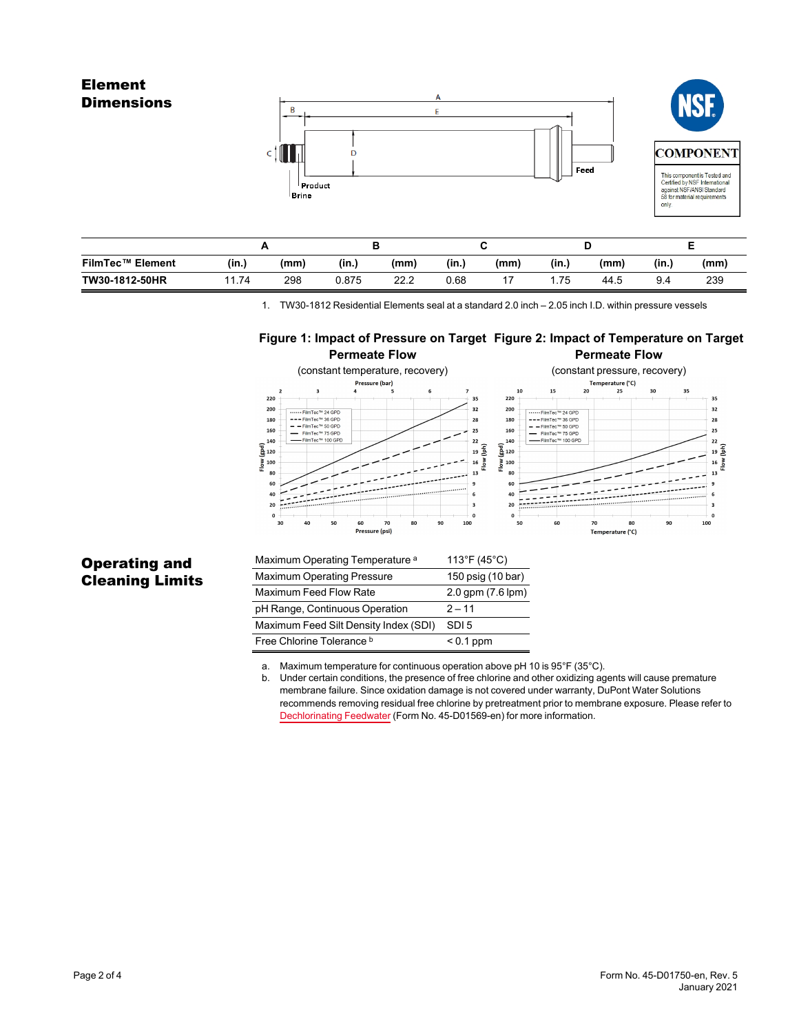## Element Dimensions

|  | A |  | B |  | C |  | D |  | E |  |
|---|---|---|---|---|---|---|---|---|---|---|
| FilmTec™ Element | (in.) | (mm) | (in.) | (mm) | (in.) | (mm) | (in.) | (mm) | (in.) | (mm) |
| TW30-1812-50HR | 11.74 | 298 | 0.875 | 22.2 | 0.68 | 17 | 1.75 | 44.5 | 9.4 | 239 |

1. TW30-1812 Residential Elements seal at a standard 2.0 inch – 2.05 inch I.D. within pressure vessels

**Figure 1: Impact of Pressure on Target Permeate Flow**
(constant temperature, recovery)

**Figure 2: Impact of Temperature on Target Permeate Flow**
(constant pressure, recovery)

## Operating and Cleaning Limits

| | |
|---|---|
| Maximum Operating Temperature [a] | 113°F (45°C) |
| Maximum Operating Pressure | 150 psig (10 bar) |
| Maximum Feed Flow Rate | 2.0 gpm (7.6 lpm) |
| pH Range, Continuous Operation | 2 – 11 |
| Maximum Feed Silt Density Index (SDI) | SDI 5 |
| Free Chlorine Tolerance [b] | < 0.1 ppm |

a. Maximum temperature for continuous operation above pH 10 is 95°F (35°C).
b. Under certain conditions, the presence of free chlorine and other oxidizing agents will cause premature membrane failure. Since oxidation damage is not covered under warranty, DuPont Water Solutions recommends removing residual free chlorine by pretreatment prior to membrane exposure. Please refer to Dechlorinating Feedwater (Form No. 45-D01569-en) for more information.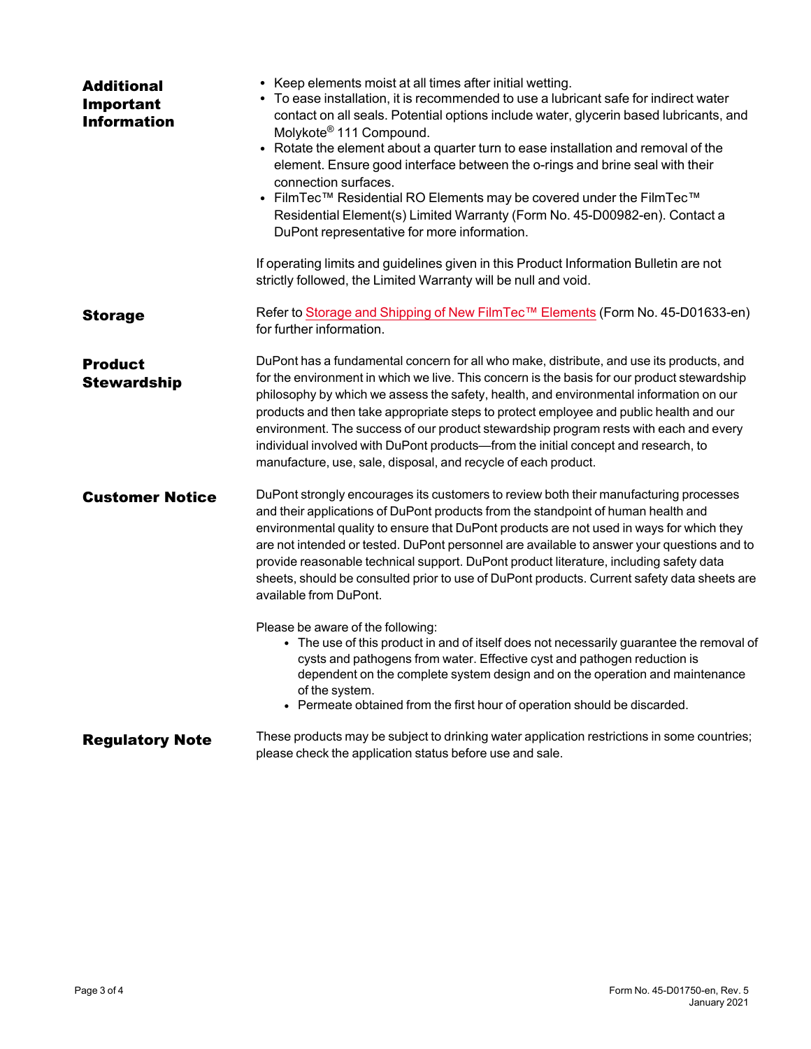## Additional Important Information

- Keep elements moist at all times after initial wetting.
- To ease installation, it is recommended to use a lubricant safe for indirect water contact on all seals. Potential options include water, glycerin based lubricants, and Molykote® 111 Compound.
- Rotate the element about a quarter turn to ease installation and removal of the element. Ensure good interface between the o-rings and brine seal with their connection surfaces.
- FilmTec™ Residential RO Elements may be covered under the FilmTec™ Residential Element(s) Limited Warranty (Form No. 45-D00982-en). Contact a DuPont representative for more information.

If operating limits and guidelines given in this Product Information Bulletin are not strictly followed, the Limited Warranty will be null and void.

## Storage

Refer to Storage and Shipping of New FilmTec™ Elements (Form No. 45-D01633-en) for further information.

## Product Stewardship

DuPont has a fundamental concern for all who make, distribute, and use its products, and for the environment in which we live. This concern is the basis for our product stewardship philosophy by which we assess the safety, health, and environmental information on our products and then take appropriate steps to protect employee and public health and our environment. The success of our product stewardship program rests with each and every individual involved with DuPont products—from the initial concept and research, to manufacture, use, sale, disposal, and recycle of each product.

## Customer Notice

DuPont strongly encourages its customers to review both their manufacturing processes and their applications of DuPont products from the standpoint of human health and environmental quality to ensure that DuPont products are not used in ways for which they are not intended or tested. DuPont personnel are available to answer your questions and to provide reasonable technical support. DuPont product literature, including safety data sheets, should be consulted prior to use of DuPont products. Current safety data sheets are available from DuPont.

Please be aware of the following:

- The use of this product in and of itself does not necessarily guarantee the removal of cysts and pathogens from water. Effective cyst and pathogen reduction is dependent on the complete system design and on the operation and maintenance of the system.
- Permeate obtained from the first hour of operation should be discarded.

## Regulatory Note

These products may be subject to drinking water application restrictions in some countries; please check the application status before use and sale.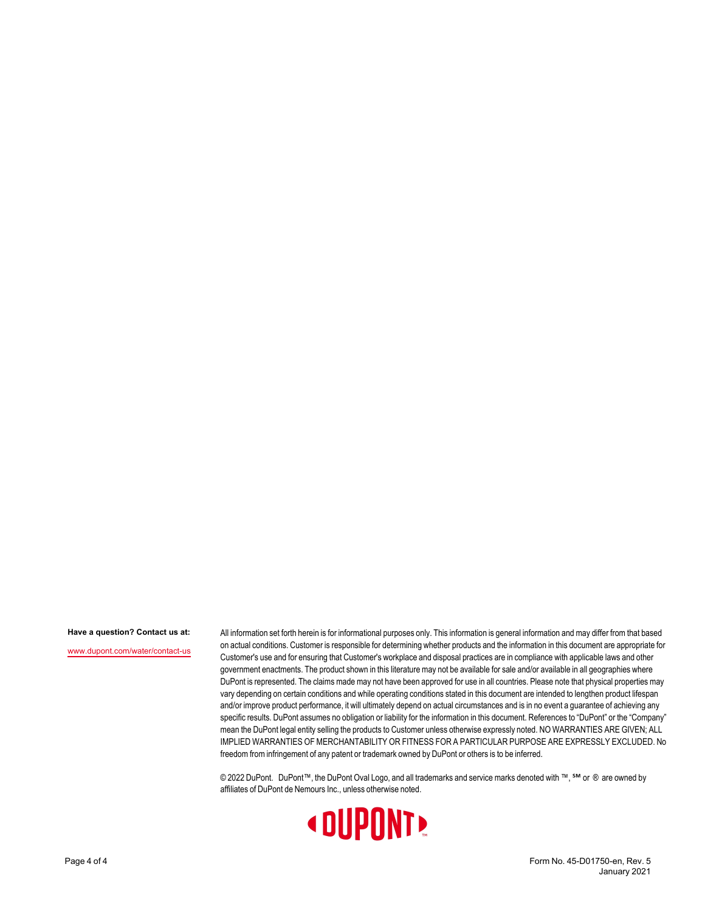**Have a question? Contact us at:**

www.dupont.com/water/contact-us

All information set forth herein is for informational purposes only. This information is general information and may differ from that based on actual conditions. Customer is responsible for determining whether products and the information in this document are appropriate for Customer's use and for ensuring that Customer's workplace and disposal practices are in compliance with applicable laws and other government enactments. The product shown in this literature may not be available for sale and/or available in all geographies where DuPont is represented. The claims made may not have been approved for use in all countries. Please note that physical properties may vary depending on certain conditions and while operating conditions stated in this document are intended to lengthen product lifespan and/or improve product performance, it will ultimately depend on actual circumstances and is in no event a guarantee of achieving any specific results. DuPont assumes no obligation or liability for the information in this document. References to "DuPont" or the "Company" mean the DuPont legal entity selling the products to Customer unless otherwise expressly noted. NO WARRANTIES ARE GIVEN; ALL IMPLIED WARRANTIES OF MERCHANTABILITY OR FITNESS FOR A PARTICULAR PURPOSE ARE EXPRESSLY EXCLUDED. No freedom from infringement of any patent or trademark owned by DuPont or others is to be inferred.

© 2022 DuPont. DuPont™, the DuPont Oval Logo, and all trademarks and service marks denoted with ™, ℠ or ® are owned by affiliates of DuPont de Nemours Inc., unless otherwise noted.

Form No. 45-D01750-en, Rev. 5
January 2021